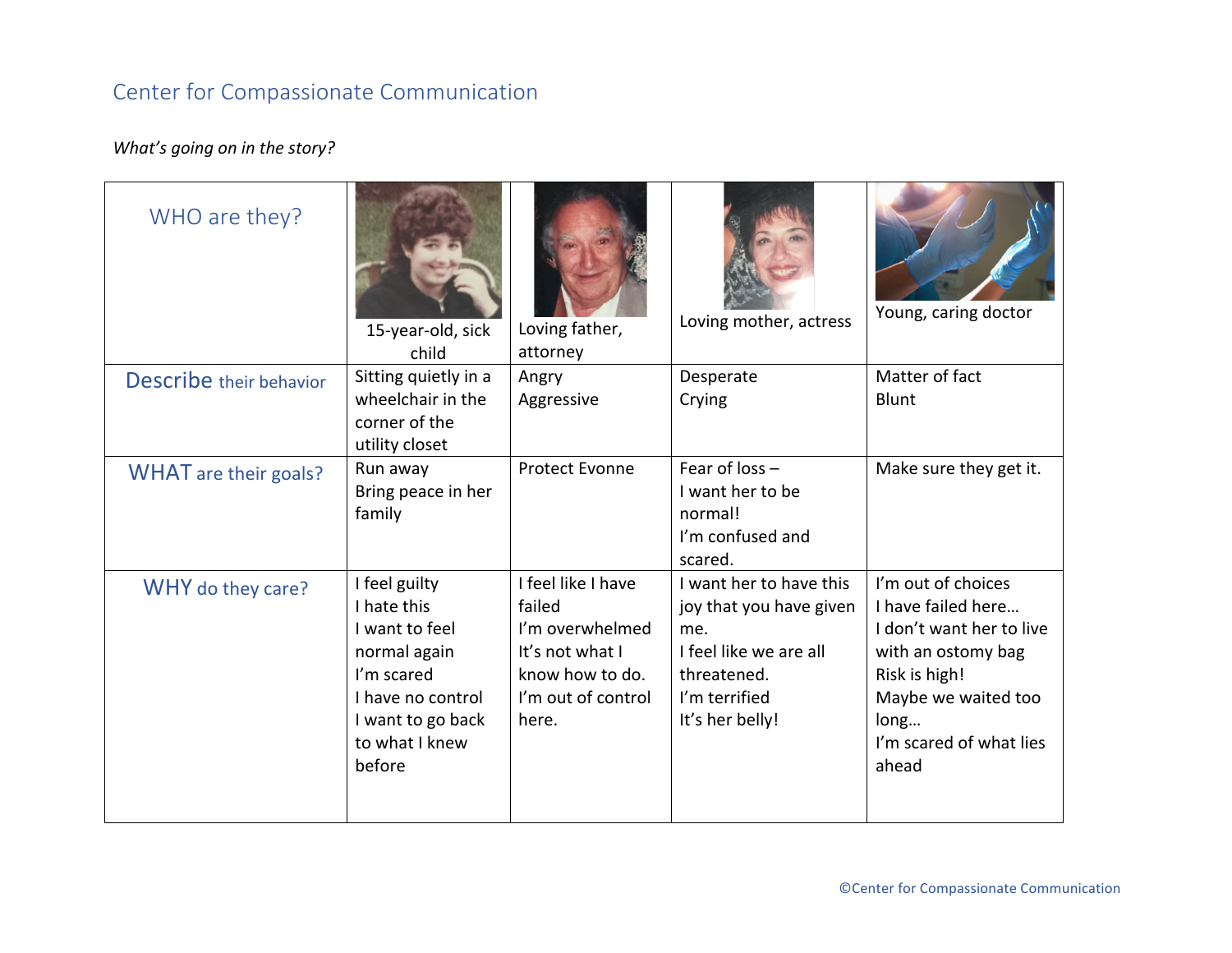## Center for Compassionate Communication

*What's going on in the story?*

| WHO are they? | 15-year-old, sick child | Loving father, attorney | Loving mother, actress | Young, caring doctor |
|---|---|---|---|---|
| Describe their behavior | Sitting quietly in a wheelchair in the corner of the utility closet | Angry<br>Aggressive | Desperate<br>Crying | Matter of fact<br>Blunt |
| WHAT are their goals? | Run away<br>Bring peace in her family | Protect Evonne | Fear of loss –<br>I want her to be normal!<br>I'm confused and scared. | Make sure they get it. |
| WHY do they care? | I feel guilty<br>I hate this<br>I want to feel normal again<br>I'm scared<br>I have no control<br>I want to go back to what I knew before | I feel like I have failed<br>I'm overwhelmed<br>It's not what I know how to do.<br>I'm out of control here. | I want her to have this joy that you have given me.<br>I feel like we are all threatened.<br>I'm terrified<br>It's her belly! | I'm out of choices<br>I have failed here…<br>I don't want her to live with an ostomy bag<br>Risk is high!<br>Maybe we waited too long…<br>I'm scared of what lies ahead |

©Center for Compassionate Communication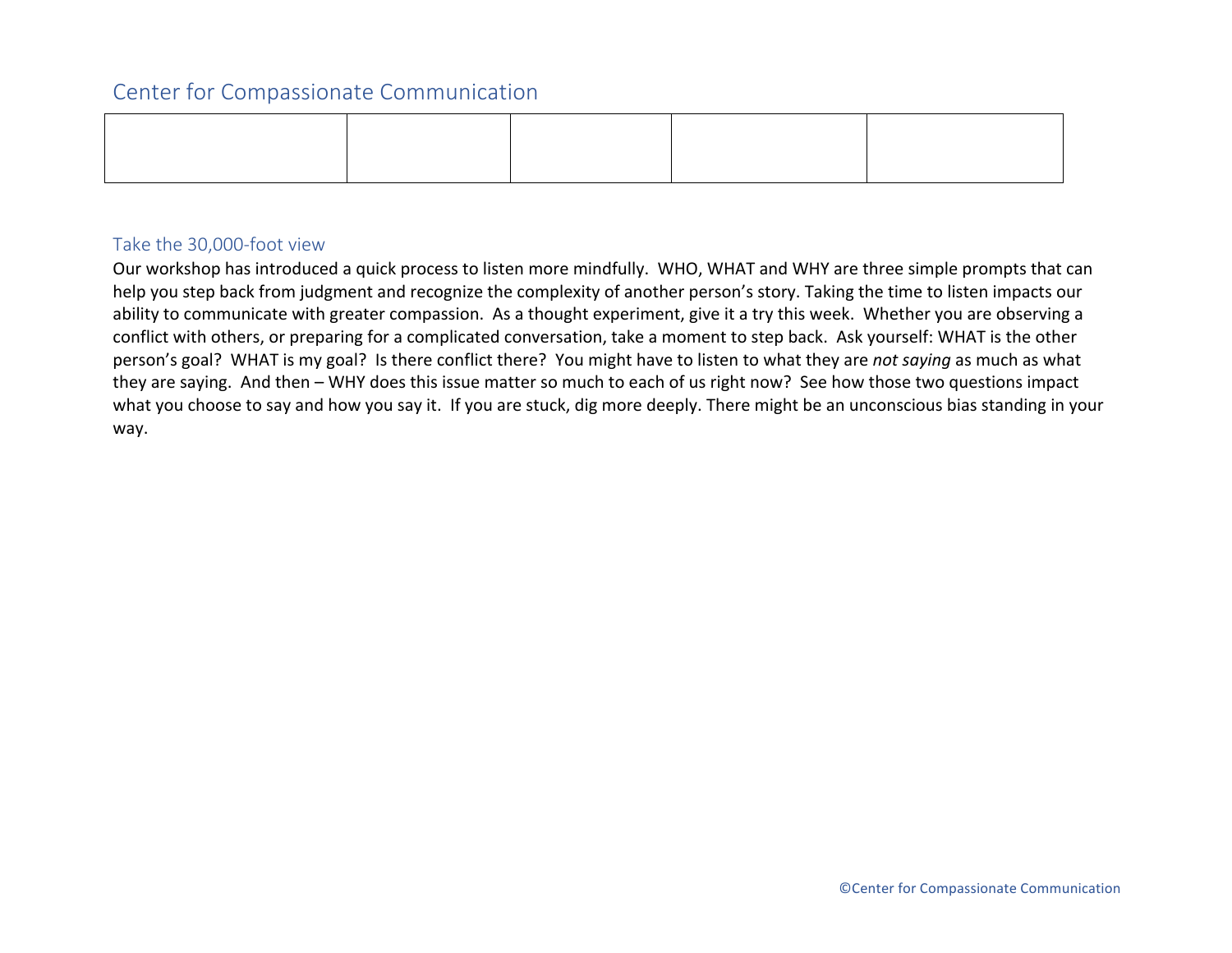# Center for Compassionate Communication

| | | | | |
|---|---|---|---|---|
| | | | | |

## Take the 30,000-foot view

Our workshop has introduced a quick process to listen more mindfully. WHO, WHAT and WHY are three simple prompts that can help you step back from judgment and recognize the complexity of another person's story. Taking the time to listen impacts our ability to communicate with greater compassion. As a thought experiment, give it a try this week. Whether you are observing a conflict with others, or preparing for a complicated conversation, take a moment to step back. Ask yourself: WHAT is the other person's goal? WHAT is my goal? Is there conflict there? You might have to listen to what they are *not saying* as much as what they are saying. And then – WHY does this issue matter so much to each of us right now? See how those two questions impact what you choose to say and how you say it. If you are stuck, dig more deeply. There might be an unconscious bias standing in your way.

©Center for Compassionate Communication